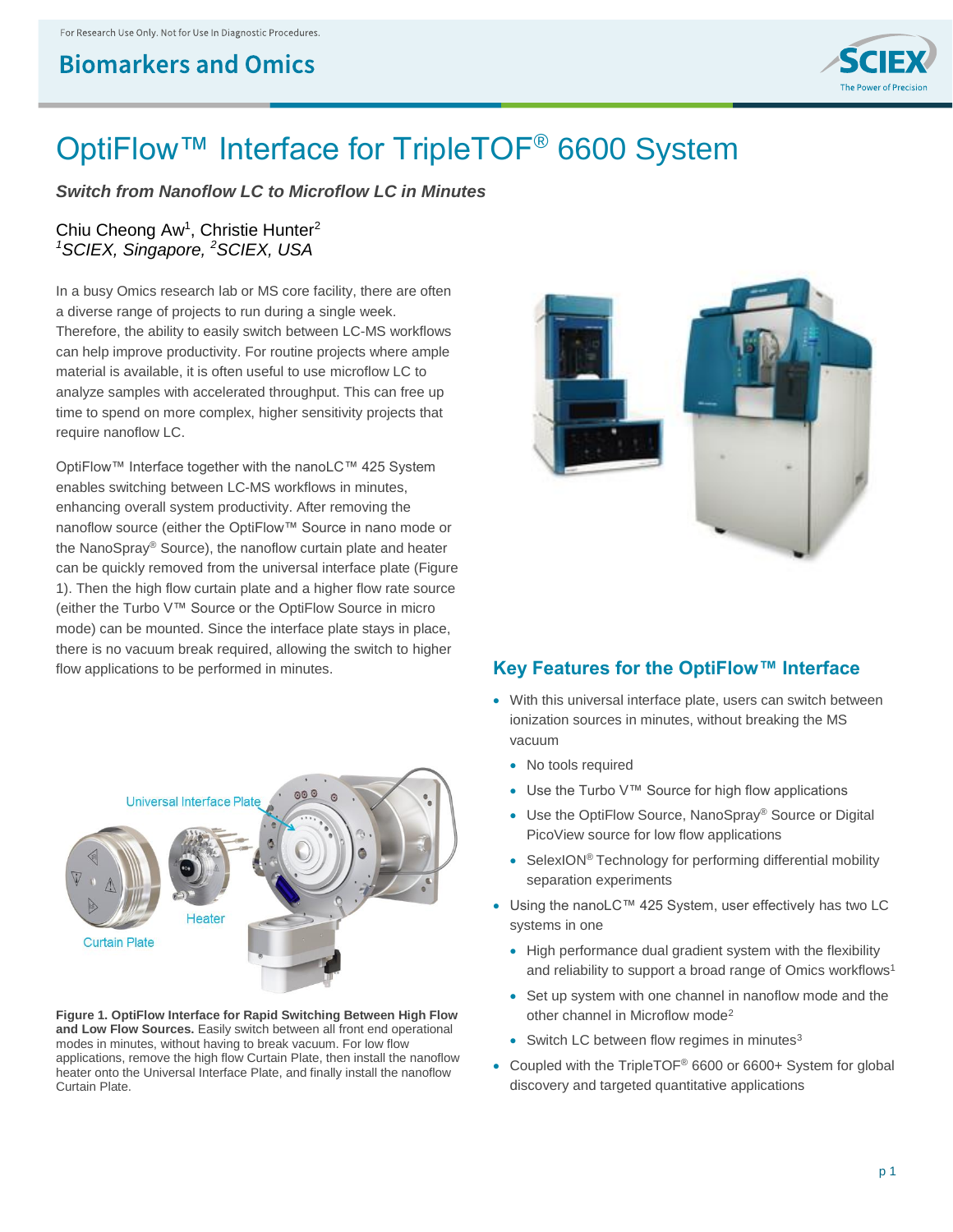For Research Use Only. Not for Use In Diagnostic Procedures.

Biomarkers and Omics

# OptiFlow™ Interface for TripleTOF® 6600 System

***Switch from Nanoflow LC to Microflow LC in Minutes***

Chiu Cheong Aw[1], Christie Hunter[2]
*[1]SCIEX, Singapore, [2]SCIEX, USA*

In a busy Omics research lab or MS core facility, there are often a diverse range of projects to run during a single week. Therefore, the ability to easily switch between LC-MS workflows can help improve productivity. For routine projects where ample material is available, it is often useful to use microflow LC to analyze samples with accelerated throughput. This can free up time to spend on more complex, higher sensitivity projects that require nanoflow LC.

OptiFlow™ Interface together with the nanoLC™ 425 System enables switching between LC-MS workflows in minutes, enhancing overall system productivity. After removing the nanoflow source (either the OptiFlow™ Source in nano mode or the NanoSpray® Source), the nanoflow curtain plate and heater can be quickly removed from the universal interface plate (Figure 1). Then the high flow curtain plate and a higher flow rate source (either the Turbo V™ Source or the OptiFlow Source in micro mode) can be mounted. Since the interface plate stays in place, there is no vacuum break required, allowing the switch to higher flow applications to be performed in minutes.

Universal Interface Plate

Heater

Curtain Plate

**Figure 1. OptiFlow Interface for Rapid Switching Between High Flow and Low Flow Sources.** Easily switch between all front end operational modes in minutes, without having to break vacuum. For low flow applications, remove the high flow Curtain Plate, then install the nanoflow heater onto the Universal Interface Plate, and finally install the nanoflow Curtain Plate.

## Key Features for the OptiFlow™ Interface

- With this universal interface plate, users can switch between ionization sources in minutes, without breaking the MS vacuum
  - No tools required
  - Use the Turbo V™ Source for high flow applications
  - Use the OptiFlow Source, NanoSpray® Source or Digital PicoView source for low flow applications
  - SelexION® Technology for performing differential mobility separation experiments
- Using the nanoLC™ 425 System, user effectively has two LC systems in one
  - High performance dual gradient system with the flexibility and reliability to support a broad range of Omics workflows[1]
  - Set up system with one channel in nanoflow mode and the other channel in Microflow mode[2]
  - Switch LC between flow regimes in minutes[3]
- Coupled with the TripleTOF® 6600 or 6600+ System for global discovery and targeted quantitative applications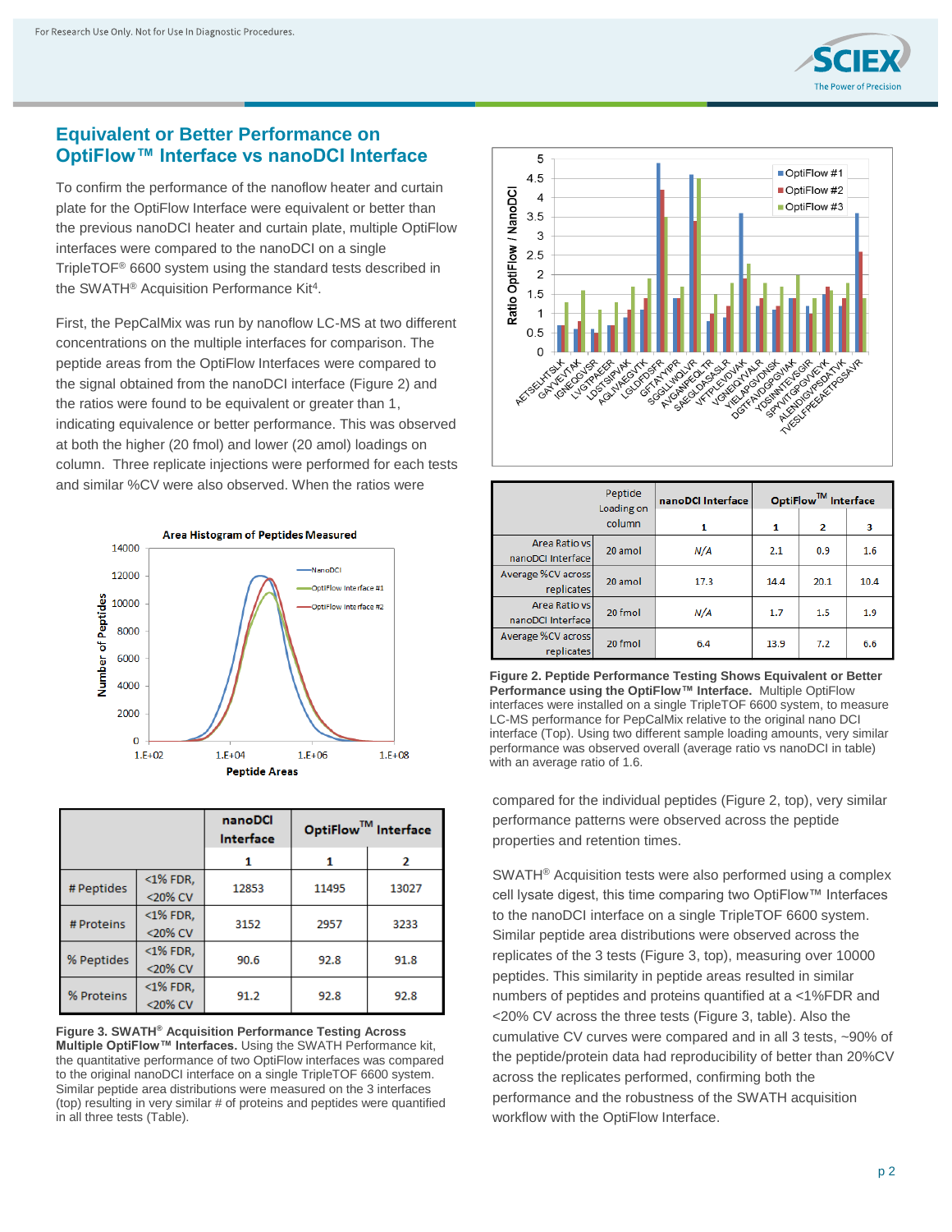## Equivalent or Better Performance on OptiFlow™ Interface vs nanoDCI Interface

To confirm the performance of the nanoflow heater and curtain plate for the OptiFlow Interface were equivalent or better than the previous nanoDCI heater and curtain plate, multiple OptiFlow interfaces were compared to the nanoDCI on a single TripleTOF® 6600 system using the standard tests described in the SWATH® Acquisition Performance Kit[4].

First, the PepCalMix was run by nanoflow LC-MS at two different concentrations on the multiple interfaces for comparison. The peptide areas from the OptiFlow Interfaces were compared to the signal obtained from the nanoDCI interface (Figure 2) and the ratios were found to be equivalent or greater than 1, indicating equivalence or better performance. This was observed at both the higher (20 fmol) and lower (20 amol) loadings on column. Three replicate injections were performed for each tests and similar %CV were also observed. When the ratios were compared for the individual peptides (Figure 2, top), very similar performance patterns were observed across the peptide properties and retention times.

| | Peptide Loading on column | nanoDCI Interface | OptiFlow™ Interface | | |
|---|---|---|---|---|---|
| | | 1 | 1 | 2 | 3 |
| Area Ratio vs nanoDCI Interface | 20 amol | N/A | 2.1 | 0.9 | 1.6 |
| Average %CV across replicates | 20 amol | 17.3 | 14.4 | 20.1 | 10.4 |
| Area Ratio vs nanoDCI Interface | 20 fmol | N/A | 1.7 | 1.5 | 1.9 |
| Average %CV across replicates | 20 fmol | 6.4 | 13.9 | 7.2 | 6.6 |

**Figure 2. Peptide Performance Testing Shows Equivalent or Better Performance using the OptiFlow™ Interface.** Multiple OptiFlow interfaces were installed on a single TripleTOF 6600 system, to measure LC-MS performance for PepCalMix relative to the original nano DCI interface (Top). Using two different sample loading amounts, very similar performance was observed overall (average ratio vs nanoDCI in table) with an average ratio of 1.6.

SWATH® Acquisition tests were also performed using a complex cell lysate digest, this time comparing two OptiFlow™ Interfaces to the nanoDCI interface on a single TripleTOF 6600 system. Similar peptide area distributions were observed across the replicates of the 3 tests (Figure 3, top), measuring over 10000 peptides. This similarity in peptide areas resulted in similar numbers of peptides and proteins quantified at a <1%FDR and <20% CV across the three tests (Figure 3, table). Also the cumulative CV curves were compared and in all 3 tests, ~90% of the peptide/protein data had reproducibility of better than 20%CV across the replicates performed, confirming both the performance and the robustness of the SWATH acquisition workflow with the OptiFlow Interface.

| | | nanoDCI Interface | OptiFlow™ Interface | |
|---|---|---|---|---|
| | | 1 | 1 | 2 |
| # Peptides | <1% FDR, <20% CV | 12853 | 11495 | 13027 |
| # Proteins | <1% FDR, <20% CV | 3152 | 2957 | 3233 |
| % Peptides | <1% FDR, <20% CV | 90.6 | 92.8 | 91.8 |
| % Proteins | <1% FDR, <20% CV | 91.2 | 92.8 | 92.8 |

**Figure 3. SWATH® Acquisition Performance Testing Across Multiple OptiFlow™ Interfaces.** Using the SWATH Performance kit, the quantitative performance of two OptiFlow interfaces was compared to the original nanoDCI interface on a single TripleTOF 6600 system. Similar peptide area distributions were measured on the 3 interfaces (top) resulting in very similar # of proteins and peptides were quantified in all three tests (Table).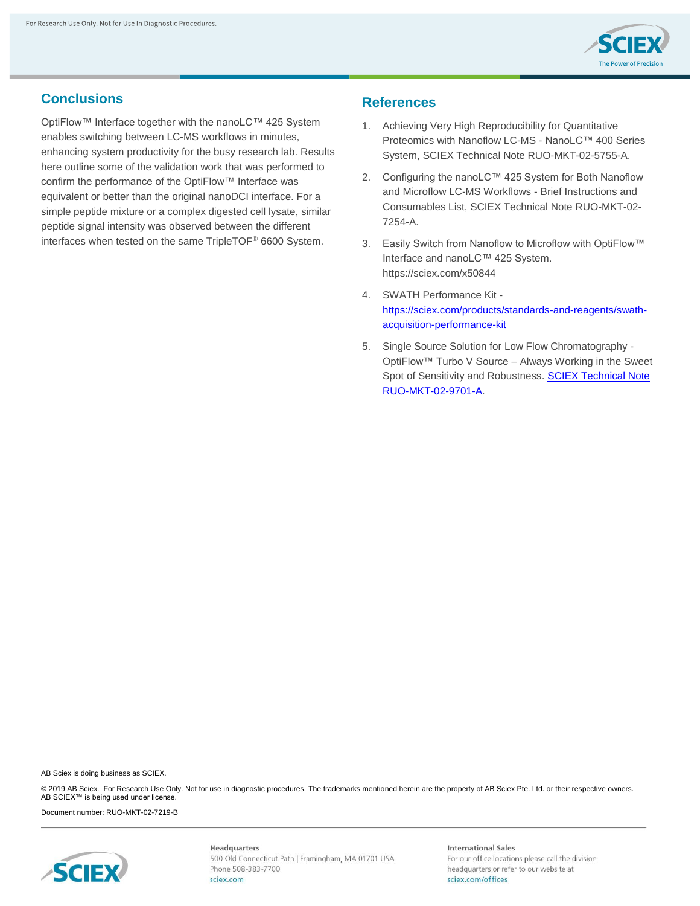## Conclusions

OptiFlow™ Interface together with the nanoLC™ 425 System enables switching between LC-MS workflows in minutes, enhancing system productivity for the busy research lab. Results here outline some of the validation work that was performed to confirm the performance of the OptiFlow™ Interface was equivalent or better than the original nanoDCI interface. For a simple peptide mixture or a complex digested cell lysate, similar peptide signal intensity was observed between the different interfaces when tested on the same TripleTOF® 6600 System.

## References

1. Achieving Very High Reproducibility for Quantitative Proteomics with Nanoflow LC-MS - NanoLC™ 400 Series System, SCIEX Technical Note RUO-MKT-02-5755-A.
2. Configuring the nanoLC™ 425 System for Both Nanoflow and Microflow LC-MS Workflows - Brief Instructions and Consumables List, SCIEX Technical Note RUO-MKT-02-7254-A.
3. Easily Switch from Nanoflow to Microflow with OptiFlow™ Interface and nanoLC™ 425 System. https://sciex.com/x50844
4. SWATH Performance Kit - https://sciex.com/products/standards-and-reagents/swath-acquisition-performance-kit
5. Single Source Solution for Low Flow Chromatography - OptiFlow™ Turbo V Source – Always Working in the Sweet Spot of Sensitivity and Robustness. SCIEX Technical Note RUO-MKT-02-9701-A.

AB Sciex is doing business as SCIEX.

© 2019 AB Sciex. For Research Use Only. Not for use in diagnostic procedures. The trademarks mentioned herein are the property of AB Sciex Pte. Ltd. or their respective owners. AB SCIEX™ is being used under license.

Document number: RUO-MKT-02-7219-B

**Headquarters**
500 Old Connecticut Path | Framingham, MA 01701 USA
Phone 508-383-7700
sciex.com

**International Sales**
For our office locations please call the division headquarters or refer to our website at
sciex.com/offices